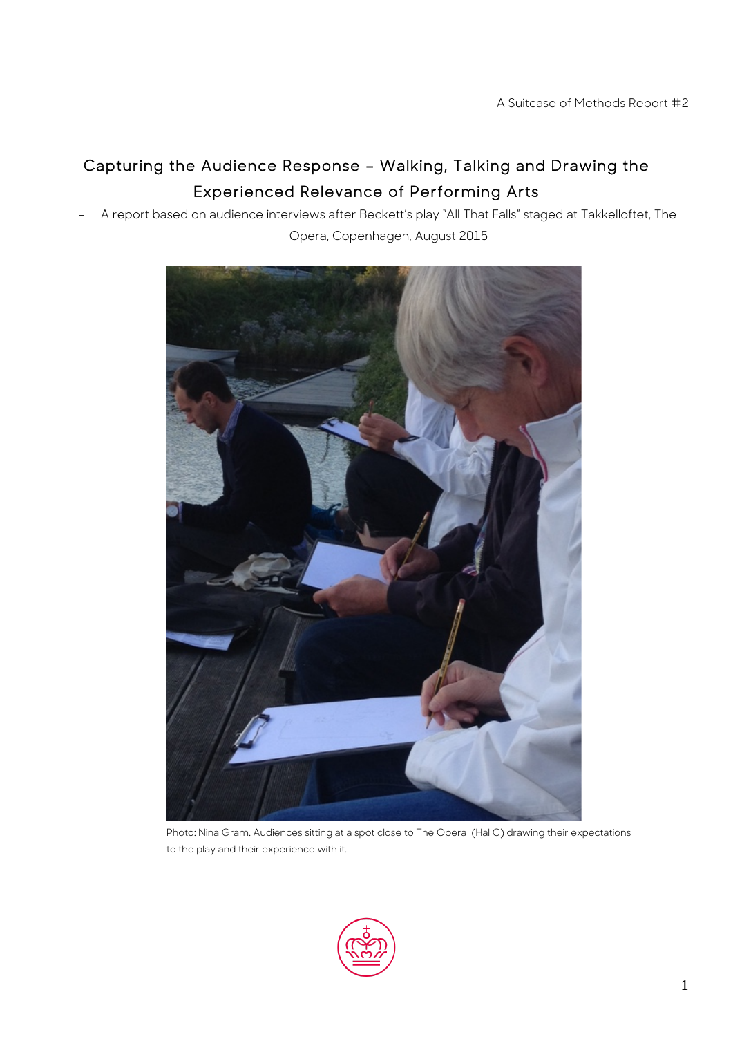A Suitcase of Methods Report #2

# Capturing the Audience Response – Walking, Talking and Drawing the Experienced Relevance of Performing Arts

- A report based on audience interviews after Beckett's play "All That Falls" staged at Takkelloftet, The Opera, Copenhagen, August 2015

Photo: Nina Gram. Audiences sitting at a spot close to The Opera (Hal C) drawing their expectations to the play and their experience with it.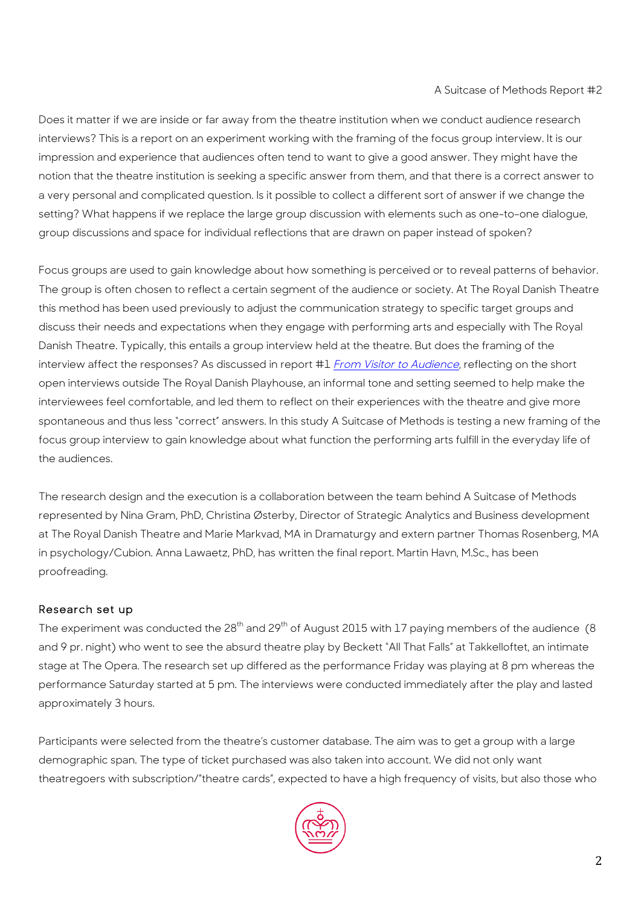Does it matter if we are inside or far away from the theatre institution when we conduct audience research interviews? This is a report on an experiment working with the framing of the focus group interview. It is our impression and experience that audiences often tend to want to give a good answer. They might have the notion that the theatre institution is seeking a specific answer from them, and that there is a correct answer to a very personal and complicated question. Is it possible to collect a different sort of answer if we change the setting? What happens if we replace the large group discussion with elements such as one-to-one dialogue, group discussions and space for individual reflections that are drawn on paper instead of spoken?

Focus groups are used to gain knowledge about how something is perceived or to reveal patterns of behavior. The group is often chosen to reflect a certain segment of the audience or society. At The Royal Danish Theatre this method has been used previously to adjust the communication strategy to specific target groups and discuss their needs and expectations when they engage with performing arts and especially with The Royal Danish Theatre. Typically, this entails a group interview held at the theatre. But does the framing of the interview affect the responses? As discussed in report #1 *From Visitor to Audience*, reflecting on the short open interviews outside The Royal Danish Playhouse, an informal tone and setting seemed to help make the interviewees feel comfortable, and led them to reflect on their experiences with the theatre and give more spontaneous and thus less "correct" answers. In this study A Suitcase of Methods is testing a new framing of the focus group interview to gain knowledge about what function the performing arts fulfill in the everyday life of the audiences.

The research design and the execution is a collaboration between the team behind A Suitcase of Methods represented by Nina Gram, PhD, Christina Østerby, Director of Strategic Analytics and Business development at The Royal Danish Theatre and Marie Markvad, MA in Dramaturgy and extern partner Thomas Rosenberg, MA in psychology/Cubion. Anna Lawaetz, PhD, has written the final report. Martin Havn, M.Sc., has been proofreading.

## Research set up

The experiment was conducted the 28th and 29th of August 2015 with 17 paying members of the audience (8 and 9 pr. night) who went to see the absurd theatre play by Beckett "All That Falls" at Takkelloftet, an intimate stage at The Opera. The research set up differed as the performance Friday was playing at 8 pm whereas the performance Saturday started at 5 pm. The interviews were conducted immediately after the play and lasted approximately 3 hours.

Participants were selected from the theatre's customer database. The aim was to get a group with a large demographic span. The type of ticket purchased was also taken into account. We did not only want theatregoers with subscription/"theatre cards", expected to have a high frequency of visits, but also those who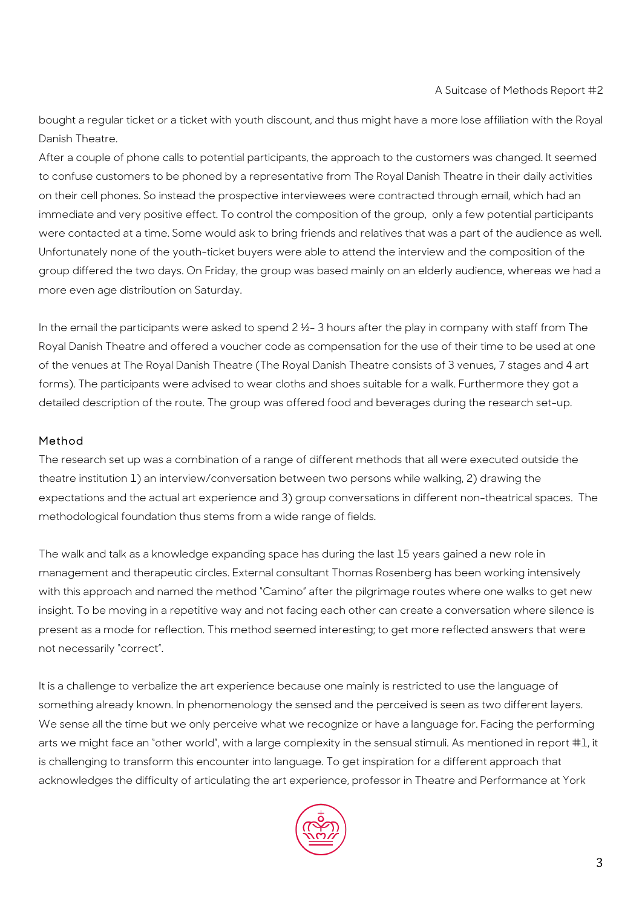bought a regular ticket or a ticket with youth discount, and thus might have a more lose affiliation with the Royal Danish Theatre.
After a couple of phone calls to potential participants, the approach to the customers was changed. It seemed to confuse customers to be phoned by a representative from The Royal Danish Theatre in their daily activities on their cell phones. So instead the prospective interviewees were contracted through email, which had an immediate and very positive effect. To control the composition of the group, only a few potential participants were contacted at a time. Some would ask to bring friends and relatives that was a part of the audience as well. Unfortunately none of the youth-ticket buyers were able to attend the interview and the composition of the group differed the two days. On Friday, the group was based mainly on an elderly audience, whereas we had a more even age distribution on Saturday.

In the email the participants were asked to spend 2 ½- 3 hours after the play in company with staff from The Royal Danish Theatre and offered a voucher code as compensation for the use of their time to be used at one of the venues at The Royal Danish Theatre (The Royal Danish Theatre consists of 3 venues, 7 stages and 4 art forms). The participants were advised to wear cloths and shoes suitable for a walk. Furthermore they got a detailed description of the route. The group was offered food and beverages during the research set-up.

## Method

The research set up was a combination of a range of different methods that all were executed outside the theatre institution 1) an interview/conversation between two persons while walking, 2) drawing the expectations and the actual art experience and 3) group conversations in different non-theatrical spaces. The methodological foundation thus stems from a wide range of fields.

The walk and talk as a knowledge expanding space has during the last 15 years gained a new role in management and therapeutic circles. External consultant Thomas Rosenberg has been working intensively with this approach and named the method "Camino" after the pilgrimage routes where one walks to get new insight. To be moving in a repetitive way and not facing each other can create a conversation where silence is present as a mode for reflection. This method seemed interesting; to get more reflected answers that were not necessarily "correct".

It is a challenge to verbalize the art experience because one mainly is restricted to use the language of something already known. In phenomenology the sensed and the perceived is seen as two different layers. We sense all the time but we only perceive what we recognize or have a language for. Facing the performing arts we might face an "other world", with a large complexity in the sensual stimuli. As mentioned in report #1, it is challenging to transform this encounter into language. To get inspiration for a different approach that acknowledges the difficulty of articulating the art experience, professor in Theatre and Performance at York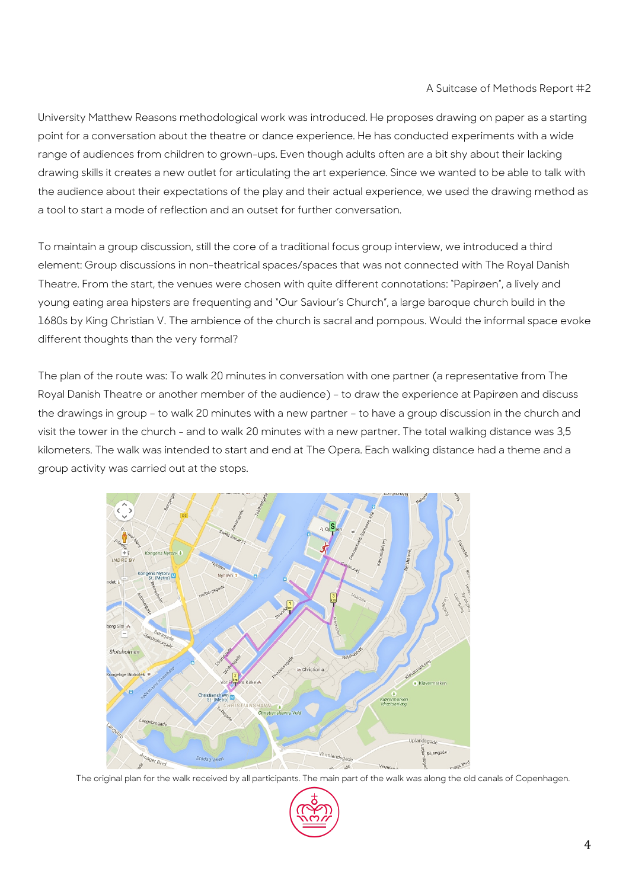University Matthew Reasons methodological work was introduced. He proposes drawing on paper as a starting point for a conversation about the theatre or dance experience. He has conducted experiments with a wide range of audiences from children to grown-ups. Even though adults often are a bit shy about their lacking drawing skills it creates a new outlet for articulating the art experience. Since we wanted to be able to talk with the audience about their expectations of the play and their actual experience, we used the drawing method as a tool to start a mode of reflection and an outset for further conversation.

To maintain a group discussion, still the core of a traditional focus group interview, we introduced a third element: Group discussions in non-theatrical spaces/spaces that was not connected with The Royal Danish Theatre. From the start, the venues were chosen with quite different connotations: "Papirøen", a lively and young eating area hipsters are frequenting and "Our Saviour's Church", a large baroque church build in the 1680s by King Christian V. The ambience of the church is sacral and pompous. Would the informal space evoke different thoughts than the very formal?

The plan of the route was: To walk 20 minutes in conversation with one partner (a representative from The Royal Danish Theatre or another member of the audience) – to draw the experience at Papirøen and discuss the drawings in group – to walk 20 minutes with a new partner – to have a group discussion in the church and visit the tower in the church – and to walk 20 minutes with a new partner. The total walking distance was 3,5 kilometers. The walk was intended to start and end at The Opera. Each walking distance had a theme and a group activity was carried out at the stops.

The original plan for the walk received by all participants. The main part of the walk was along the old canals of Copenhagen.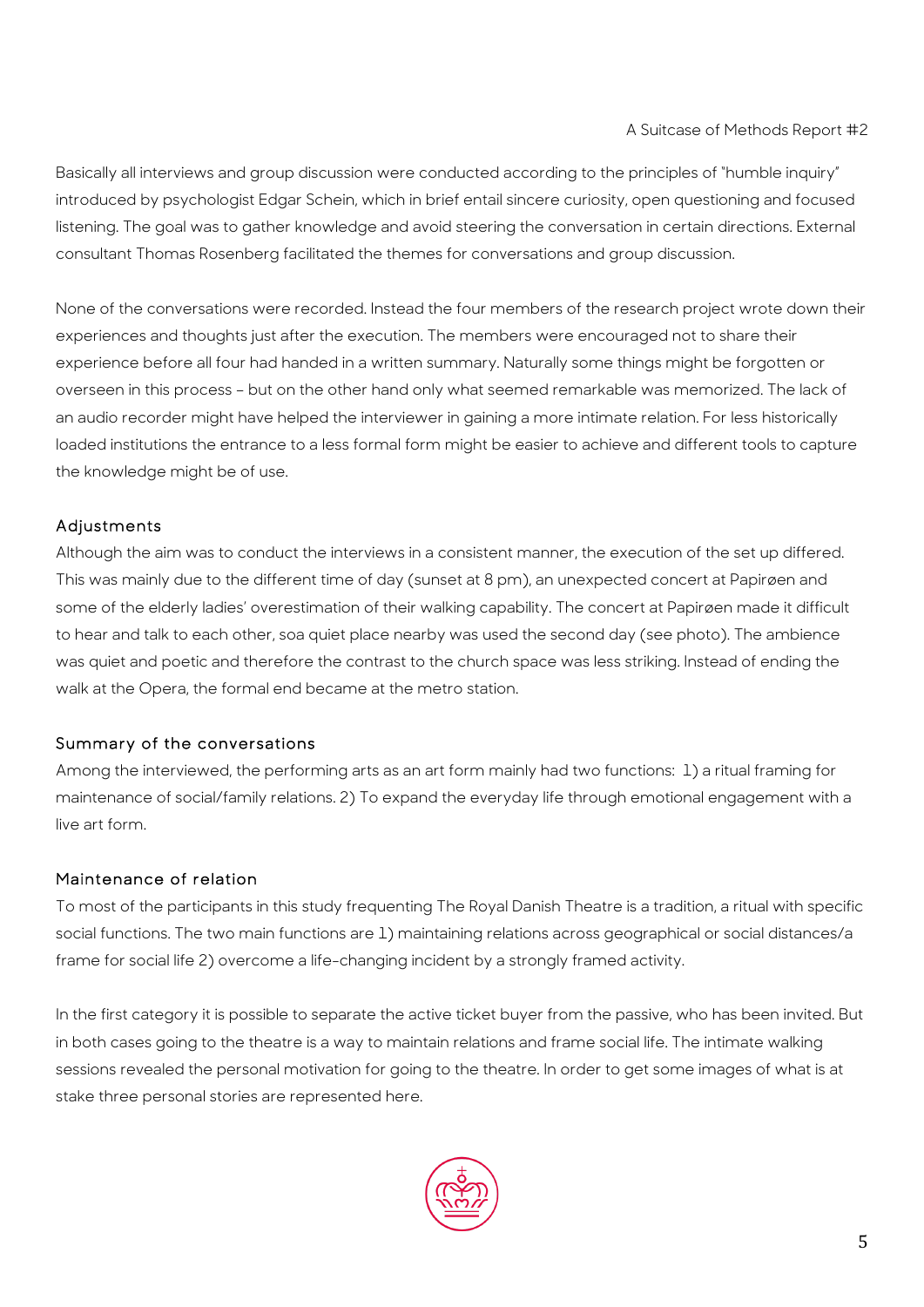Basically all interviews and group discussion were conducted according to the principles of "humble inquiry" introduced by psychologist Edgar Schein, which in brief entail sincere curiosity, open questioning and focused listening. The goal was to gather knowledge and avoid steering the conversation in certain directions. External consultant Thomas Rosenberg facilitated the themes for conversations and group discussion.

None of the conversations were recorded. Instead the four members of the research project wrote down their experiences and thoughts just after the execution. The members were encouraged not to share their experience before all four had handed in a written summary. Naturally some things might be forgotten or overseen in this process – but on the other hand only what seemed remarkable was memorized. The lack of an audio recorder might have helped the interviewer in gaining a more intimate relation. For less historically loaded institutions the entrance to a less formal form might be easier to achieve and different tools to capture the knowledge might be of use.

### Adjustments

Although the aim was to conduct the interviews in a consistent manner, the execution of the set up differed. This was mainly due to the different time of day (sunset at 8 pm), an unexpected concert at Papirøen and some of the elderly ladies' overestimation of their walking capability. The concert at Papirøen made it difficult to hear and talk to each other, soa quiet place nearby was used the second day (see photo). The ambience was quiet and poetic and therefore the contrast to the church space was less striking. Instead of ending the walk at the Opera, the formal end became at the metro station.

### Summary of the conversations

Among the interviewed, the performing arts as an art form mainly had two functions: 1) a ritual framing for maintenance of social/family relations. 2) To expand the everyday life through emotional engagement with a live art form.

### Maintenance of relation

To most of the participants in this study frequenting The Royal Danish Theatre is a tradition, a ritual with specific social functions. The two main functions are 1) maintaining relations across geographical or social distances/a frame for social life 2) overcome a life-changing incident by a strongly framed activity.

In the first category it is possible to separate the active ticket buyer from the passive, who has been invited. But in both cases going to the theatre is a way to maintain relations and frame social life. The intimate walking sessions revealed the personal motivation for going to the theatre. In order to get some images of what is at stake three personal stories are represented here.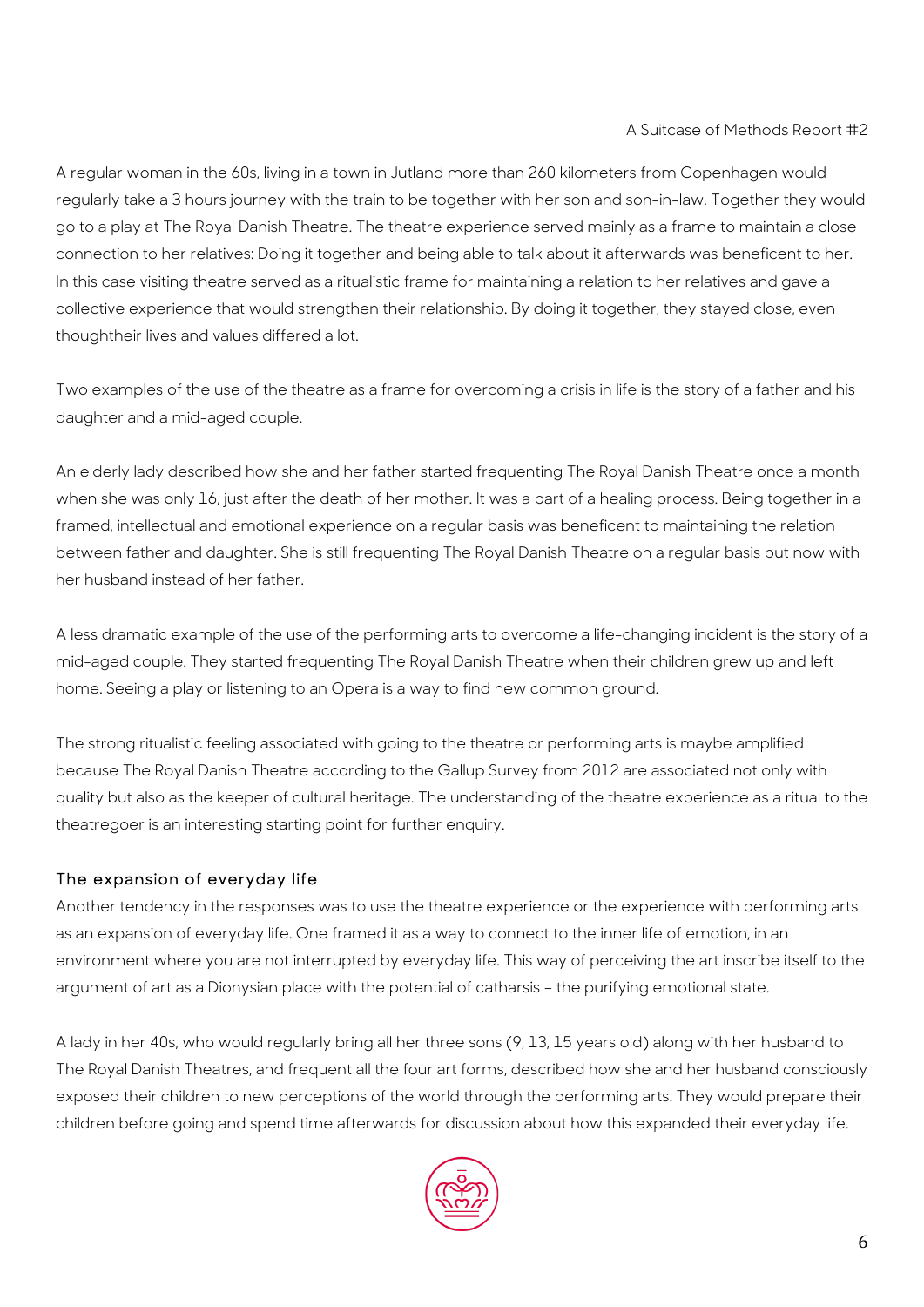A regular woman in the 60s, living in a town in Jutland more than 260 kilometers from Copenhagen would regularly take a 3 hours journey with the train to be together with her son and son-in-law. Together they would go to a play at The Royal Danish Theatre. The theatre experience served mainly as a frame to maintain a close connection to her relatives: Doing it together and being able to talk about it afterwards was beneficent to her. In this case visiting theatre served as a ritualistic frame for maintaining a relation to her relatives and gave a collective experience that would strengthen their relationship. By doing it together, they stayed close, even thoughtheir lives and values differed a lot.

Two examples of the use of the theatre as a frame for overcoming a crisis in life is the story of a father and his daughter and a mid-aged couple.

An elderly lady described how she and her father started frequenting The Royal Danish Theatre once a month when she was only 16, just after the death of her mother. It was a part of a healing process. Being together in a framed, intellectual and emotional experience on a regular basis was beneficent to maintaining the relation between father and daughter. She is still frequenting The Royal Danish Theatre on a regular basis but now with her husband instead of her father.

A less dramatic example of the use of the performing arts to overcome a life-changing incident is the story of a mid-aged couple. They started frequenting The Royal Danish Theatre when their children grew up and left home. Seeing a play or listening to an Opera is a way to find new common ground.

The strong ritualistic feeling associated with going to the theatre or performing arts is maybe amplified because The Royal Danish Theatre according to the Gallup Survey from 2012 are associated not only with quality but also as the keeper of cultural heritage. The understanding of the theatre experience as a ritual to the theatregoer is an interesting starting point for further enquiry.

### The expansion of everyday life

Another tendency in the responses was to use the theatre experience or the experience with performing arts as an expansion of everyday life. One framed it as a way to connect to the inner life of emotion, in an environment where you are not interrupted by everyday life. This way of perceiving the art inscribe itself to the argument of art as a Dionysian place with the potential of catharsis – the purifying emotional state.

A lady in her 40s, who would regularly bring all her three sons (9, 13, 15 years old) along with her husband to The Royal Danish Theatres, and frequent all the four art forms, described how she and her husband consciously exposed their children to new perceptions of the world through the performing arts. They would prepare their children before going and spend time afterwards for discussion about how this expanded their everyday life.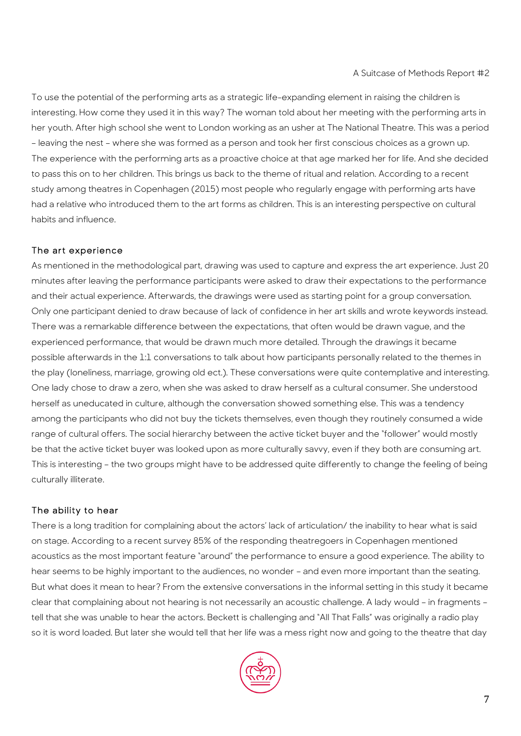To use the potential of the performing arts as a strategic life-expanding element in raising the children is interesting. How come they used it in this way? The woman told about her meeting with the performing arts in her youth. After high school she went to London working as an usher at The National Theatre. This was a period – leaving the nest – where she was formed as a person and took her first conscious choices as a grown up. The experience with the performing arts as a proactive choice at that age marked her for life. And she decided to pass this on to her children. This brings us back to the theme of ritual and relation. According to a recent study among theatres in Copenhagen (2015) most people who regularly engage with performing arts have had a relative who introduced them to the art forms as children. This is an interesting perspective on cultural habits and influence.

### The art experience

As mentioned in the methodological part, drawing was used to capture and express the art experience. Just 20 minutes after leaving the performance participants were asked to draw their expectations to the performance and their actual experience. Afterwards, the drawings were used as starting point for a group conversation. Only one participant denied to draw because of lack of confidence in her art skills and wrote keywords instead. There was a remarkable difference between the expectations, that often would be drawn vague, and the experienced performance, that would be drawn much more detailed. Through the drawings it became possible afterwards in the 1:1 conversations to talk about how participants personally related to the themes in the play (loneliness, marriage, growing old ect.). These conversations were quite contemplative and interesting. One lady chose to draw a zero, when she was asked to draw herself as a cultural consumer. She understood herself as uneducated in culture, although the conversation showed something else. This was a tendency among the participants who did not buy the tickets themselves, even though they routinely consumed a wide range of cultural offers. The social hierarchy between the active ticket buyer and the "follower" would mostly be that the active ticket buyer was looked upon as more culturally savvy, even if they both are consuming art. This is interesting – the two groups might have to be addressed quite differently to change the feeling of being culturally illiterate.

### The ability to hear

There is a long tradition for complaining about the actors' lack of articulation/ the inability to hear what is said on stage. According to a recent survey 85% of the responding theatregoers in Copenhagen mentioned acoustics as the most important feature "around" the performance to ensure a good experience. The ability to hear seems to be highly important to the audiences, no wonder – and even more important than the seating. But what does it mean to hear? From the extensive conversations in the informal setting in this study it became clear that complaining about not hearing is not necessarily an acoustic challenge. A lady would – in fragments – tell that she was unable to hear the actors. Beckett is challenging and "All That Falls" was originally a radio play so it is word loaded. But later she would tell that her life was a mess right now and going to the theatre that day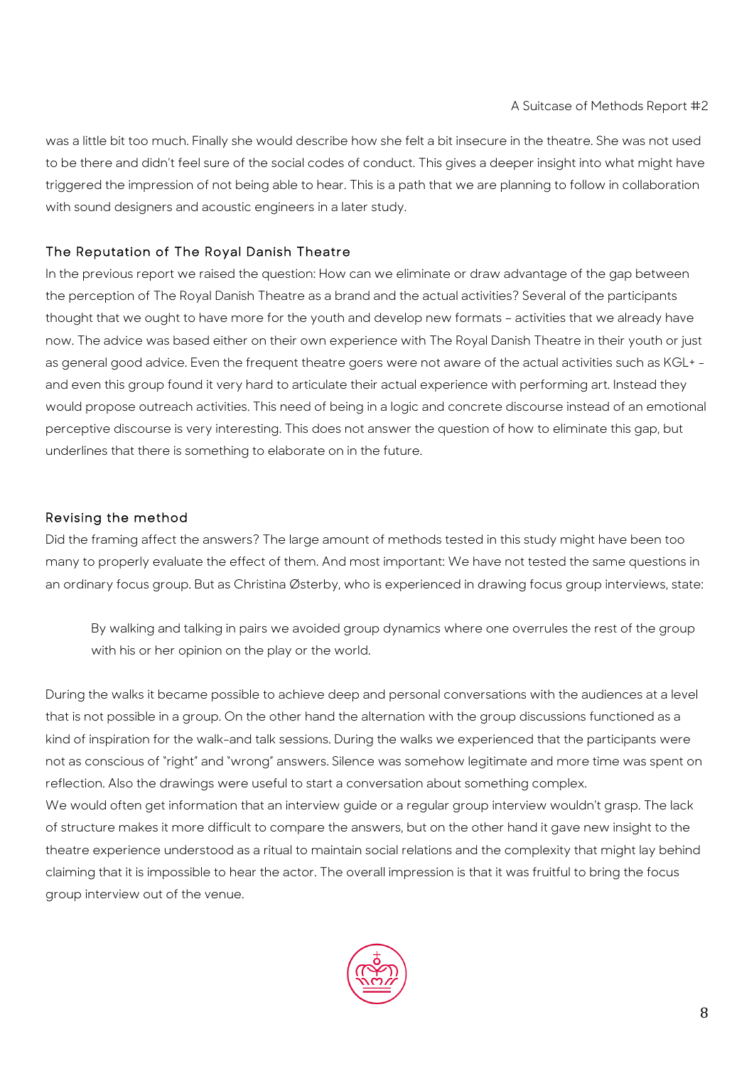was a little bit too much. Finally she would describe how she felt a bit insecure in the theatre. She was not used to be there and didn't feel sure of the social codes of conduct. This gives a deeper insight into what might have triggered the impression of not being able to hear. This is a path that we are planning to follow in collaboration with sound designers and acoustic engineers in a later study.

### The Reputation of The Royal Danish Theatre

In the previous report we raised the question: How can we eliminate or draw advantage of the gap between the perception of The Royal Danish Theatre as a brand and the actual activities? Several of the participants thought that we ought to have more for the youth and develop new formats – activities that we already have now. The advice was based either on their own experience with The Royal Danish Theatre in their youth or just as general good advice. Even the frequent theatre goers were not aware of the actual activities such as KGL+ – and even this group found it very hard to articulate their actual experience with performing art. Instead they would propose outreach activities. This need of being in a logic and concrete discourse instead of an emotional perceptive discourse is very interesting. This does not answer the question of how to eliminate this gap, but underlines that there is something to elaborate on in the future.

### Revising the method

Did the framing affect the answers? The large amount of methods tested in this study might have been too many to properly evaluate the effect of them. And most important: We have not tested the same questions in an ordinary focus group. But as Christina Østerby, who is experienced in drawing focus group interviews, state:

> By walking and talking in pairs we avoided group dynamics where one overrules the rest of the group with his or her opinion on the play or the world.

During the walks it became possible to achieve deep and personal conversations with the audiences at a level that is not possible in a group. On the other hand the alternation with the group discussions functioned as a kind of inspiration for the walk-and talk sessions. During the walks we experienced that the participants were not as conscious of "right" and "wrong" answers. Silence was somehow legitimate and more time was spent on reflection. Also the drawings were useful to start a conversation about something complex.

We would often get information that an interview guide or a regular group interview wouldn't grasp. The lack of structure makes it more difficult to compare the answers, but on the other hand it gave new insight to the theatre experience understood as a ritual to maintain social relations and the complexity that might lay behind claiming that it is impossible to hear the actor. The overall impression is that it was fruitful to bring the focus group interview out of the venue.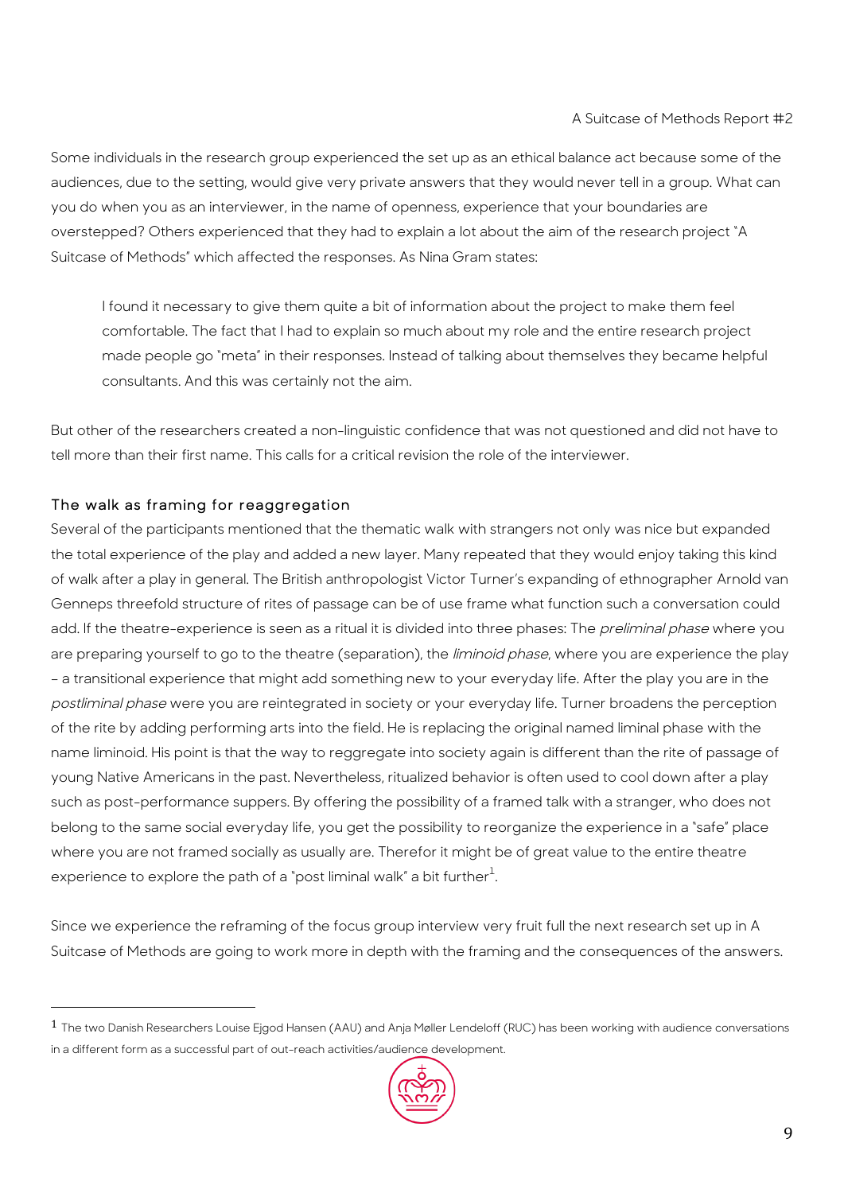Some individuals in the research group experienced the set up as an ethical balance act because some of the audiences, due to the setting, would give very private answers that they would never tell in a group. What can you do when you as an interviewer, in the name of openness, experience that your boundaries are overstepped? Others experienced that they had to explain a lot about the aim of the research project "A Suitcase of Methods" which affected the responses. As Nina Gram states:

> I found it necessary to give them quite a bit of information about the project to make them feel comfortable. The fact that I had to explain so much about my role and the entire research project made people go "meta" in their responses. Instead of talking about themselves they became helpful consultants. And this was certainly not the aim.

But other of the researchers created a non-linguistic confidence that was not questioned and did not have to tell more than their first name. This calls for a critical revision the role of the interviewer.

### The walk as framing for reaggregation

Several of the participants mentioned that the thematic walk with strangers not only was nice but expanded the total experience of the play and added a new layer. Many repeated that they would enjoy taking this kind of walk after a play in general. The British anthropologist Victor Turner's expanding of ethnographer Arnold van Genneps threefold structure of rites of passage can be of use frame what function such a conversation could add. If the theatre-experience is seen as a ritual it is divided into three phases: The *preliminal phase* where you are preparing yourself to go to the theatre (separation), the *liminoid phase*, where you are experience the play – a transitional experience that might add something new to your everyday life. After the play you are in the *postliminal phase* were you are reintegrated in society or your everyday life. Turner broadens the perception of the rite by adding performing arts into the field. He is replacing the original named liminal phase with the name liminoid. His point is that the way to reggregate into society again is different than the rite of passage of young Native Americans in the past. Nevertheless, ritualized behavior is often used to cool down after a play such as post-performance suppers. By offering the possibility of a framed talk with a stranger, who does not belong to the same social everyday life, you get the possibility to reorganize the experience in a "safe" place where you are not framed socially as usually are. Therefor it might be of great value to the entire theatre experience to explore the path of a "post liminal walk" a bit further[1].

Since we experience the reframing of the focus group interview very fruit full the next research set up in A Suitcase of Methods are going to work more in depth with the framing and the consequences of the answers.

---

[1] The two Danish Researchers Louise Ejgod Hansen (AAU) and Anja Møller Lendeloff (RUC) has been working with audience conversations in a different form as a successful part of out-reach activities/audience development.